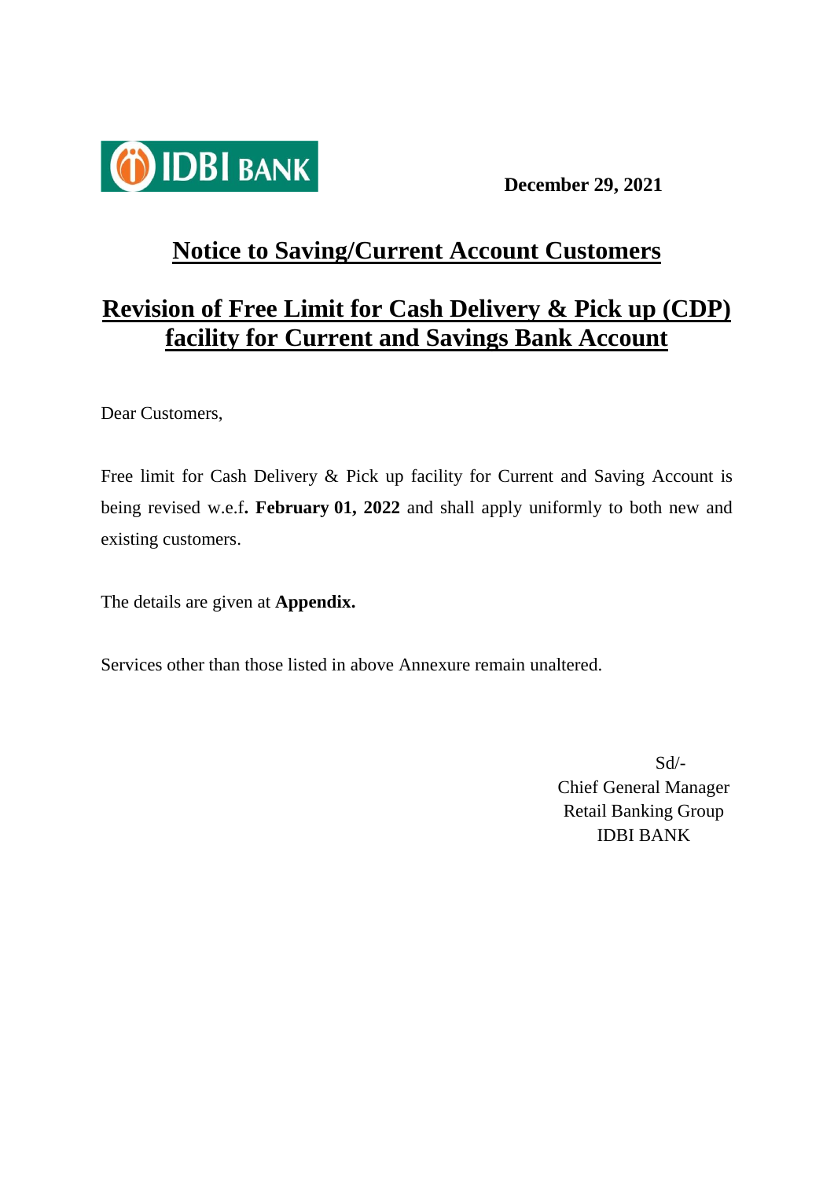IDBI BANK

**December 29, 2021**

# Notice to Saving/Current Account Customers

# Revision of Free Limit for Cash Delivery & Pick up (CDP) facility for Current and Savings Bank Account

Dear Customers,

Free limit for Cash Delivery & Pick up facility for Current and Saving Account is being revised w.e.f**. February 01, 2022** and shall apply uniformly to both new and existing customers.

The details are given at **Appendix.**

Services other than those listed in above Annexure remain unaltered.

Sd/-
Chief General Manager
Retail Banking Group
IDBI BANK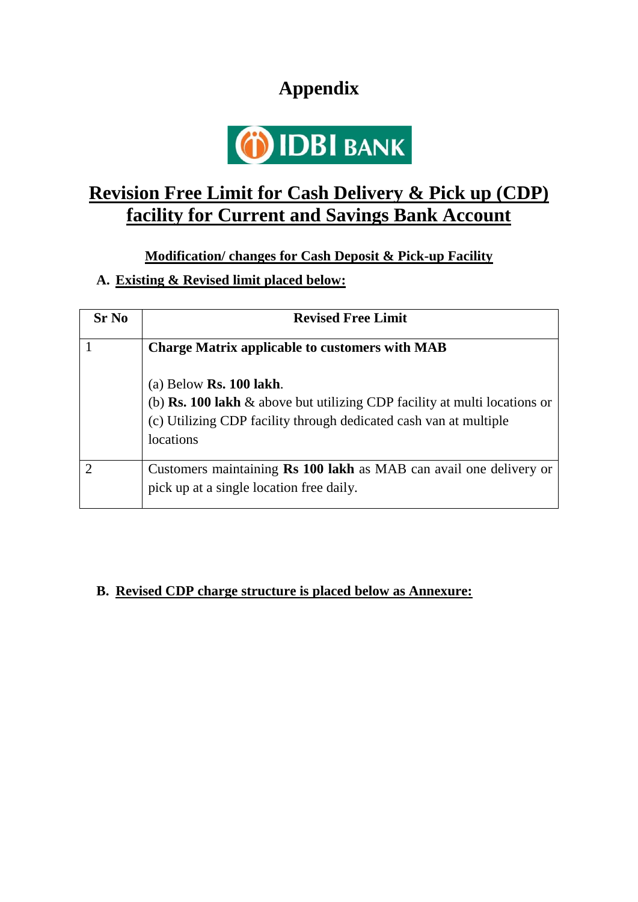# Appendix

IDBI BANK

## Revision Free Limit for Cash Delivery & Pick up (CDP) facility for Current and Savings Bank Account

**Modification/ changes for Cash Deposit & Pick-up Facility**

**A. Existing & Revised limit placed below:**

| Sr No | Revised Free Limit |
|---|---|
| 1 | **Charge Matrix applicable to customers with MAB**<br><br>(a) Below **Rs. 100 lakh**.<br>(b) **Rs. 100 lakh** & above but utilizing CDP facility at multi locations or<br>(c) Utilizing CDP facility through dedicated cash van at multiple locations |
| 2 | Customers maintaining **Rs 100 lakh** as MAB can avail one delivery or pick up at a single location free daily. |

**B. Revised CDP charge structure is placed below as Annexure:**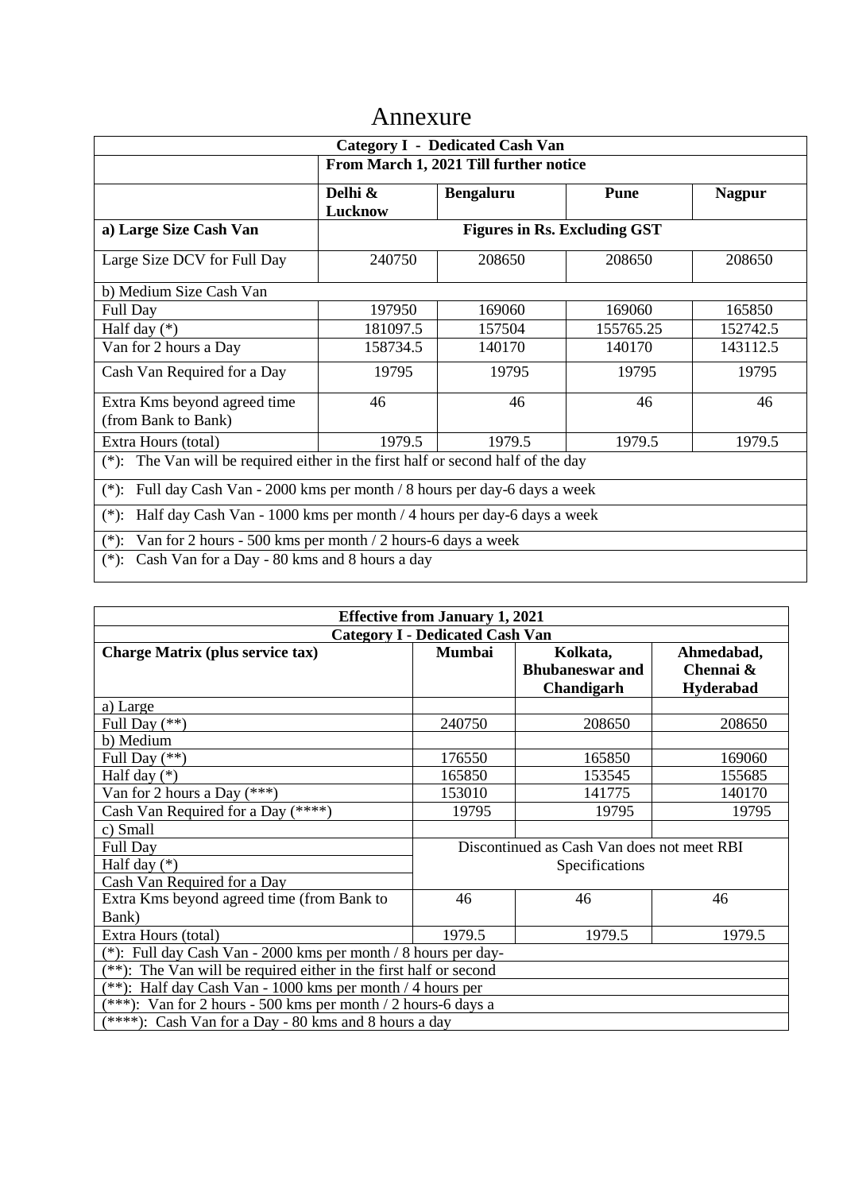# Annexure

| Category I - Dedicated Cash Van | | | | |
|---|---|---|---|---|
| | From March 1, 2021 Till further notice | | | |
| | **Delhi & Lucknow** | **Bengaluru** | **Pune** | **Nagpur** |
| **a) Large Size Cash Van** | **Figures in Rs. Excluding GST** | | | |
| Large Size DCV for Full Day | 240750 | 208650 | 208650 | 208650 |
| b) Medium Size Cash Van | | | | |
| Full Day | 197950 | 169060 | 169060 | 165850 |
| Half day (*) | 181097.5 | 157504 | 155765.25 | 152742.5 |
| Van for 2 hours a Day | 158734.5 | 140170 | 140170 | 143112.5 |
| Cash Van Required for a Day | 19795 | 19795 | 19795 | 19795 |
| Extra Kms beyond agreed time (from Bank to Bank) | 46 | 46 | 46 | 46 |
| Extra Hours (total) | 1979.5 | 1979.5 | 1979.5 | 1979.5 |
| (*): The Van will be required either in the first half or second half of the day | | | | |
| (*): Full day Cash Van - 2000 kms per month / 8 hours per day-6 days a week | | | | |
| (*): Half day Cash Van - 1000 kms per month / 4 hours per day-6 days a week | | | | |
| (*): Van for 2 hours - 500 kms per month / 2 hours-6 days a week | | | | |
| (*): Cash Van for a Day - 80 kms and 8 hours a day | | | | |

| Effective from January 1, 2021 | | | |
|---|---|---|---|
| **Category I - Dedicated Cash Van** | | | |
| **Charge Matrix (plus service tax)** | **Mumbai** | **Kolkata, Bhubaneswar and Chandigarh** | **Ahmedabad, Chennai & Hyderabad** |
| a) Large | | | |
| Full Day (**) | 240750 | 208650 | 208650 |
| b) Medium | | | |
| Full Day (**) | 176550 | 165850 | 169060 |
| Half day (*) | 165850 | 153545 | 155685 |
| Van for 2 hours a Day (***) | 153010 | 141775 | 140170 |
| Cash Van Required for a Day (****) | 19795 | 19795 | 19795 |
| c) Small | | | |
| Full Day | Discontinued as Cash Van does not meet RBI Specifications | | |
| Half day (*) | | | |
| Cash Van Required for a Day | | | |
| Extra Kms beyond agreed time (from Bank to Bank) | 46 | 46 | 46 |
| Extra Hours (total) | 1979.5 | 1979.5 | 1979.5 |
| (*): Full day Cash Van - 2000 kms per month / 8 hours per day- | | | |
| (**): The Van will be required either in the first half or second | | | |
| (**): Half day Cash Van - 1000 kms per month / 4 hours per | | | |
| (***): Van for 2 hours - 500 kms per month / 2 hours-6 days a | | | |
| (****): Cash Van for a Day - 80 kms and 8 hours a day | | | |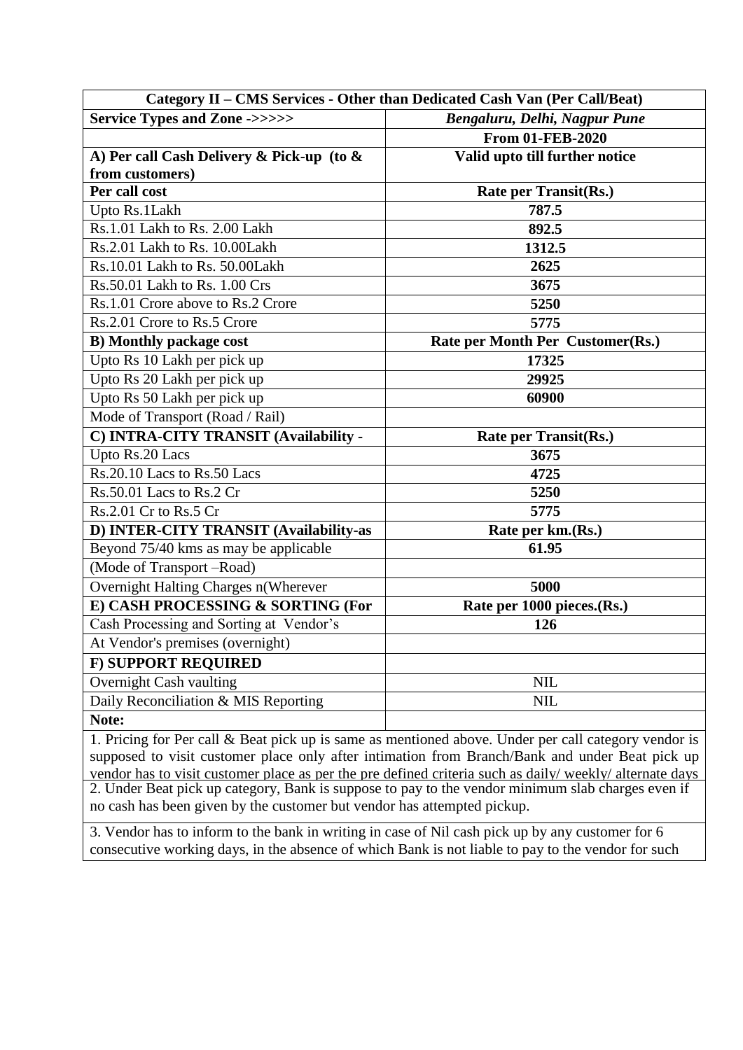| Category II – CMS Services - Other than Dedicated Cash Van (Per Call/Beat) | |
|---|---|
| **Service Types and Zone ->>>>>** | ***Bengaluru, Delhi, Nagpur Pune*** |
| | **From 01-FEB-2020** |
| **A) Per call Cash Delivery & Pick-up (to & from customers)** | **Valid upto till further notice** |
| **Per call cost** | **Rate per Transit(Rs.)** |
| Upto Rs.1Lakh | **787.5** |
| Rs.1.01 Lakh to Rs. 2.00 Lakh | **892.5** |
| Rs.2.01 Lakh to Rs. 10.00Lakh | **1312.5** |
| Rs.10.01 Lakh to Rs. 50.00Lakh | **2625** |
| Rs.50.01 Lakh to Rs. 1.00 Crs | **3675** |
| Rs.1.01 Crore above to Rs.2 Crore | **5250** |
| Rs.2.01 Crore to Rs.5 Crore | **5775** |
| **B) Monthly package cost** | **Rate per Month Per Customer(Rs.)** |
| Upto Rs 10 Lakh per pick up | **17325** |
| Upto Rs 20 Lakh per pick up | **29925** |
| Upto Rs 50 Lakh per pick up | **60900** |
| Mode of Transport (Road / Rail) | |
| **C) INTRA-CITY TRANSIT (Availability -** | **Rate per Transit(Rs.)** |
| Upto Rs.20 Lacs | **3675** |
| Rs.20.10 Lacs to Rs.50 Lacs | **4725** |
| Rs.50.01 Lacs to Rs.2 Cr | **5250** |
| Rs.2.01 Cr to Rs.5 Cr | **5775** |
| **D) INTER-CITY TRANSIT (Availability-as** | **Rate per km.(Rs.)** |
| Beyond 75/40 kms as may be applicable | **61.95** |
| (Mode of Transport –Road) | |
| Overnight Halting Charges n(Wherever | **5000** |
| **E) CASH PROCESSING & SORTING (For** | **Rate per 1000 pieces.(Rs.)** |
| Cash Processing and Sorting at Vendor's | **126** |
| At Vendor's premises (overnight) | |
| **F) SUPPORT REQUIRED** | |
| Overnight Cash vaulting | NIL |
| Daily Reconciliation & MIS Reporting | NIL |
| **Note:** | |

1. Pricing for Per call & Beat pick up is same as mentioned above. Under per call category vendor is supposed to visit customer place only after intimation from Branch/Bank and under Beat pick up vendor has to visit customer place as per the pre defined criteria such as daily/ weekly/ alternate days

2. Under Beat pick up category, Bank is suppose to pay to the vendor minimum slab charges even if no cash has been given by the customer but vendor has attempted pickup.

3. Vendor has to inform to the bank in writing in case of Nil cash pick up by any customer for 6 consecutive working days, in the absence of which Bank is not liable to pay to the vendor for such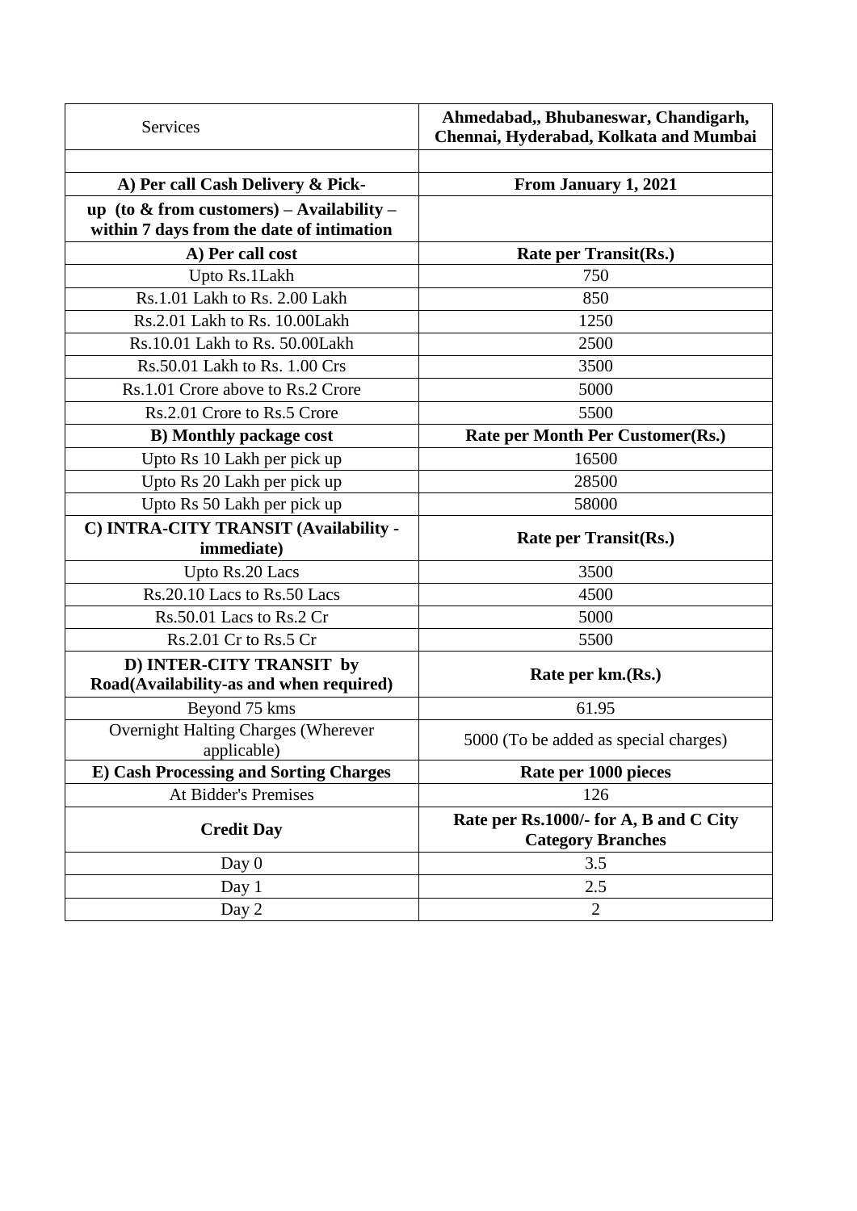| Services | Ahmedabad,, Bhubaneswar, Chandigarh, Chennai, Hyderabad, Kolkata and Mumbai |
|---|---|
| | |
| **A) Per call Cash Delivery & Pick-** | **From January 1, 2021** |
| **up (to & from customers) – Availability – within 7 days from the date of intimation** | |
| **A) Per call cost** | **Rate per Transit(Rs.)** |
| Upto Rs.1Lakh | 750 |
| Rs.1.01 Lakh to Rs. 2.00 Lakh | 850 |
| Rs.2.01 Lakh to Rs. 10.00Lakh | 1250 |
| Rs.10.01 Lakh to Rs. 50.00Lakh | 2500 |
| Rs.50.01 Lakh to Rs. 1.00 Crs | 3500 |
| Rs.1.01 Crore above to Rs.2 Crore | 5000 |
| Rs.2.01 Crore to Rs.5 Crore | 5500 |
| **B) Monthly package cost** | **Rate per Month Per Customer(Rs.)** |
| Upto Rs 10 Lakh per pick up | 16500 |
| Upto Rs 20 Lakh per pick up | 28500 |
| Upto Rs 50 Lakh per pick up | 58000 |
| **C) INTRA-CITY TRANSIT (Availability - immediate)** | **Rate per Transit(Rs.)** |
| Upto Rs.20 Lacs | 3500 |
| Rs.20.10 Lacs to Rs.50 Lacs | 4500 |
| Rs.50.01 Lacs to Rs.2 Cr | 5000 |
| Rs.2.01 Cr to Rs.5 Cr | 5500 |
| **D) INTER-CITY TRANSIT by Road(Availability-as and when required)** | **Rate per km.(Rs.)** |
| Beyond 75 kms | 61.95 |
| Overnight Halting Charges (Wherever applicable) | 5000 (To be added as special charges) |
| **E) Cash Processing and Sorting Charges** | **Rate per 1000 pieces** |
| At Bidder's Premises | 126 |
| **Credit Day** | **Rate per Rs.1000/- for A, B and C City Category Branches** |
| Day 0 | 3.5 |
| Day 1 | 2.5 |
| Day 2 | 2 |